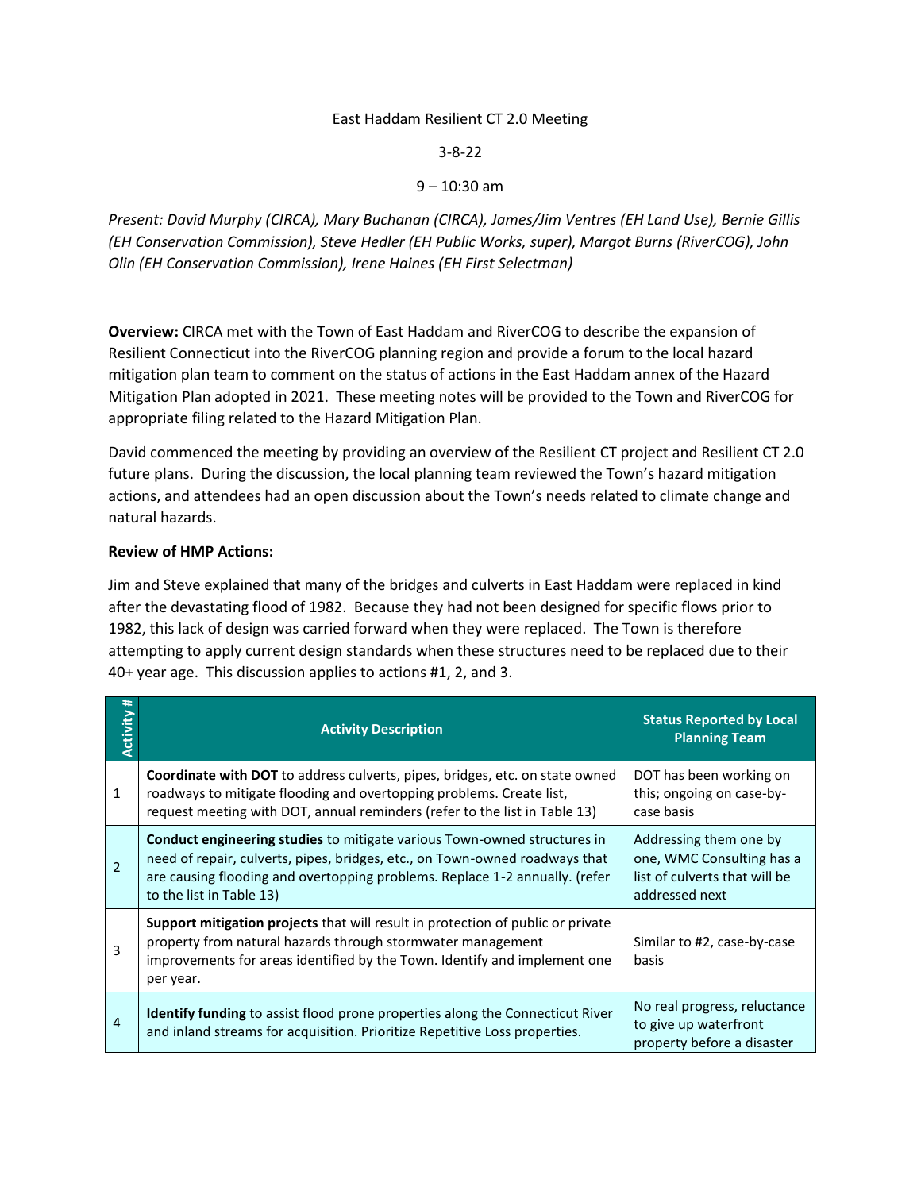East Haddam Resilient CT 2.0 Meeting

3-8-22

9 – 10:30 am

*Present: David Murphy (CIRCA), Mary Buchanan (CIRCA), James/Jim Ventres (EH Land Use), Bernie Gillis (EH Conservation Commission), Steve Hedler (EH Public Works, super), Margot Burns (RiverCOG), John Olin (EH Conservation Commission), Irene Haines (EH First Selectman)*

**Overview:** CIRCA met with the Town of East Haddam and RiverCOG to describe the expansion of Resilient Connecticut into the RiverCOG planning region and provide a forum to the local hazard mitigation plan team to comment on the status of actions in the East Haddam annex of the Hazard Mitigation Plan adopted in 2021. These meeting notes will be provided to the Town and RiverCOG for appropriate filing related to the Hazard Mitigation Plan.

David commenced the meeting by providing an overview of the Resilient CT project and Resilient CT 2.0 future plans. During the discussion, the local planning team reviewed the Town's hazard mitigation actions, and attendees had an open discussion about the Town's needs related to climate change and natural hazards.

**Review of HMP Actions:**

Jim and Steve explained that many of the bridges and culverts in East Haddam were replaced in kind after the devastating flood of 1982. Because they had not been designed for specific flows prior to 1982, this lack of design was carried forward when they were replaced. The Town is therefore attempting to apply current design standards when these structures need to be replaced due to their 40+ year age. This discussion applies to actions #1, 2, and 3.

| Activity # | Activity Description | Status Reported by Local Planning Team |
|---|---|---|
| 1 | **Coordinate with DOT** to address culverts, pipes, bridges, etc. on state owned roadways to mitigate flooding and overtopping problems. Create list, request meeting with DOT, annual reminders (refer to the list in Table 13) | DOT has been working on this; ongoing on case-by-case basis |
| 2 | **Conduct engineering studies** to mitigate various Town-owned structures in need of repair, culverts, pipes, bridges, etc., on Town-owned roadways that are causing flooding and overtopping problems. Replace 1-2 annually. (refer to the list in Table 13) | Addressing them one by one, WMC Consulting has a list of culverts that will be addressed next |
| 3 | **Support mitigation projects** that will result in protection of public or private property from natural hazards through stormwater management improvements for areas identified by the Town. Identify and implement one per year. | Similar to #2, case-by-case basis |
| 4 | **Identify funding** to assist flood prone properties along the Connecticut River and inland streams for acquisition. Prioritize Repetitive Loss properties. | No real progress, reluctance to give up waterfront property before a disaster |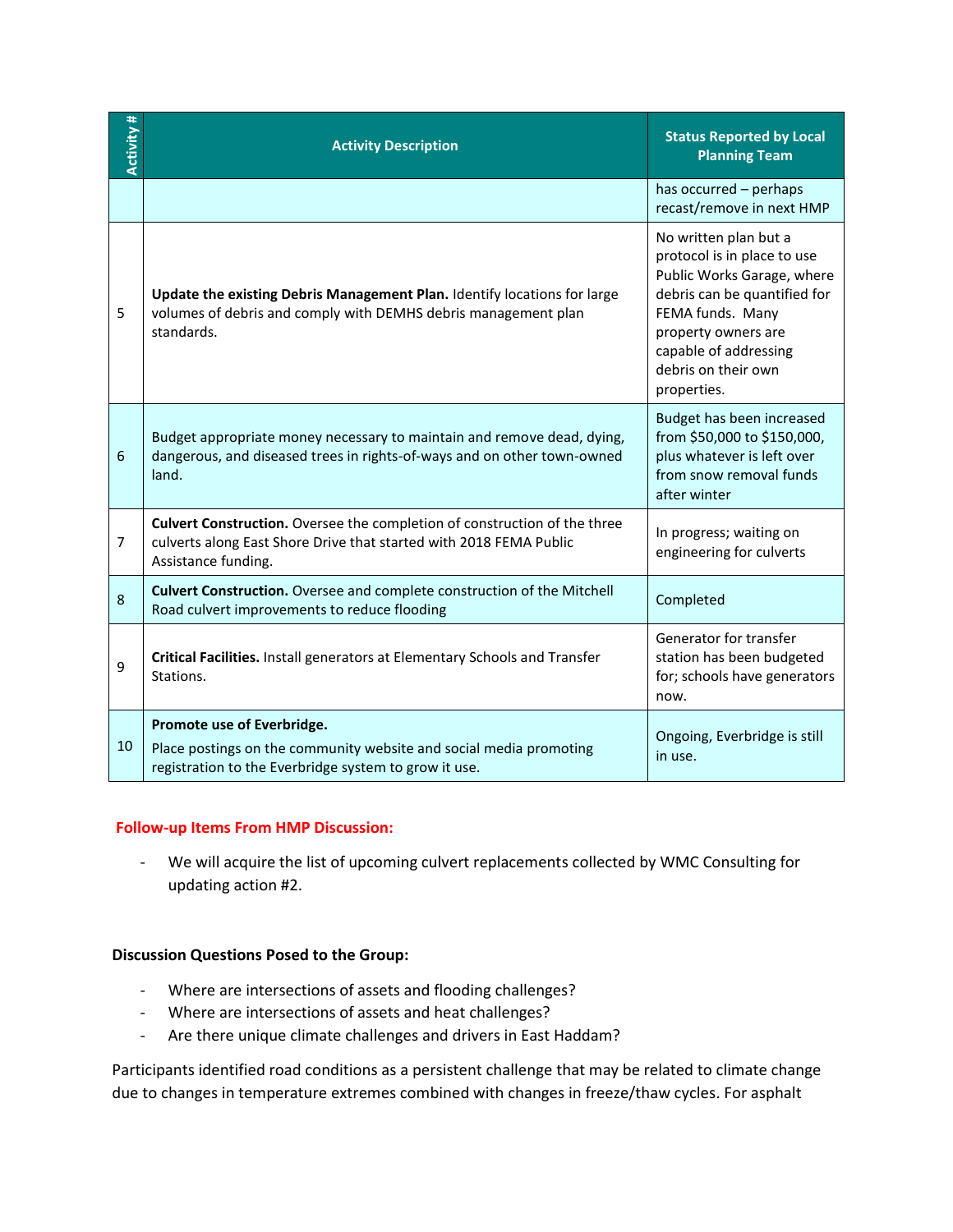| Activity # | Activity Description | Status Reported by Local Planning Team |
|---|---|---|
| | | has occurred – perhaps recast/remove in next HMP |
| 5 | **Update the existing Debris Management Plan.** Identify locations for large volumes of debris and comply with DEMHS debris management plan standards. | No written plan but a protocol is in place to use Public Works Garage, where debris can be quantified for FEMA funds. Many property owners are capable of addressing debris on their own properties. |
| 6 | Budget appropriate money necessary to maintain and remove dead, dying, dangerous, and diseased trees in rights-of-ways and on other town-owned land. | Budget has been increased from $50,000 to $150,000, plus whatever is left over from snow removal funds after winter |
| 7 | **Culvert Construction.** Oversee the completion of construction of the three culverts along East Shore Drive that started with 2018 FEMA Public Assistance funding. | In progress; waiting on engineering for culverts |
| 8 | **Culvert Construction.** Oversee and complete construction of the Mitchell Road culvert improvements to reduce flooding | Completed |
| 9 | **Critical Facilities.** Install generators at Elementary Schools and Transfer Stations. | Generator for transfer station has been budgeted for; schools have generators now. |
| 10 | **Promote use of Everbridge.** Place postings on the community website and social media promoting registration to the Everbridge system to grow it use. | Ongoing, Everbridge is still in use. |

**Follow-up Items From HMP Discussion:**

- We will acquire the list of upcoming culvert replacements collected by WMC Consulting for updating action #2.

**Discussion Questions Posed to the Group:**

- Where are intersections of assets and flooding challenges?
- Where are intersections of assets and heat challenges?
- Are there unique climate challenges and drivers in East Haddam?

Participants identified road conditions as a persistent challenge that may be related to climate change due to changes in temperature extremes combined with changes in freeze/thaw cycles. For asphalt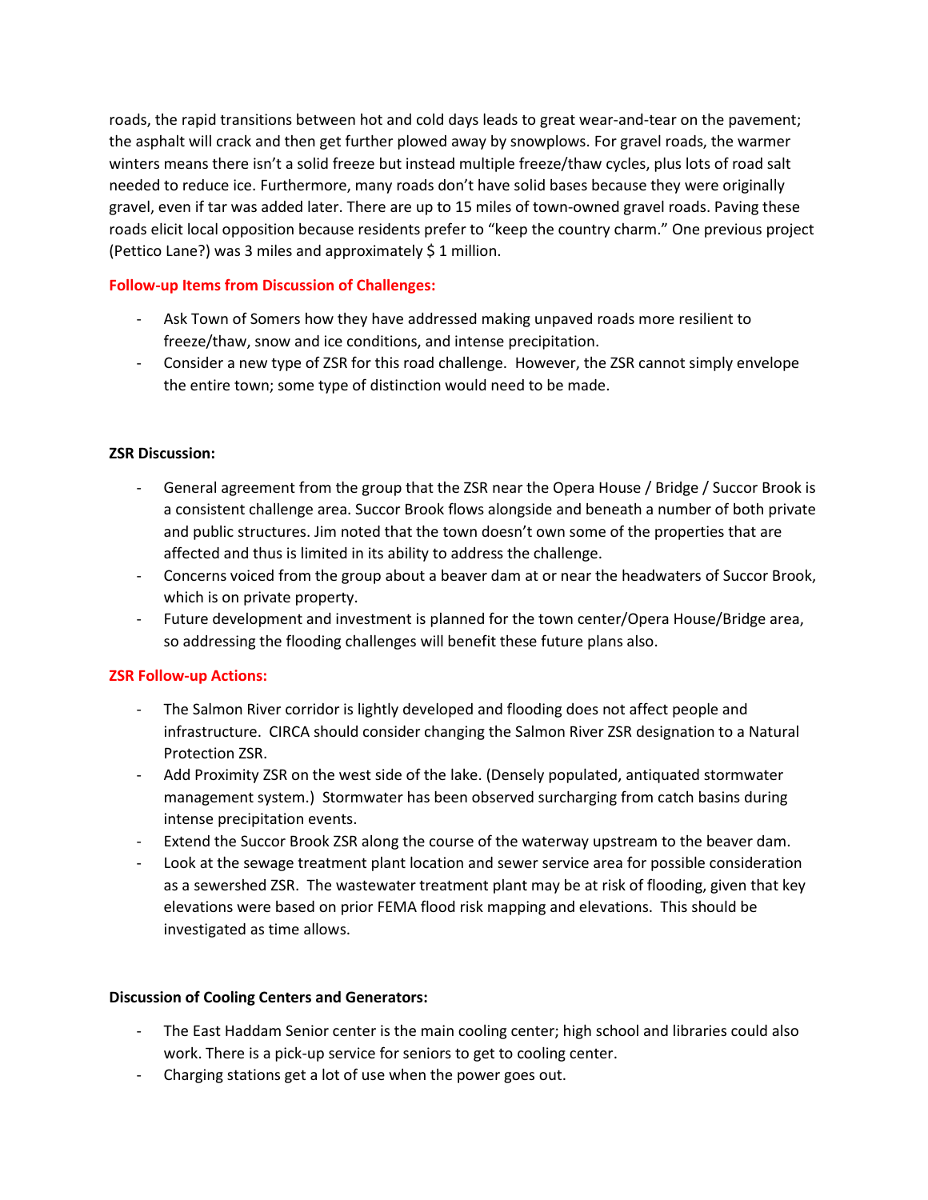roads, the rapid transitions between hot and cold days leads to great wear-and-tear on the pavement; the asphalt will crack and then get further plowed away by snowplows. For gravel roads, the warmer winters means there isn't a solid freeze but instead multiple freeze/thaw cycles, plus lots of road salt needed to reduce ice. Furthermore, many roads don't have solid bases because they were originally gravel, even if tar was added later. There are up to 15 miles of town-owned gravel roads. Paving these roads elicit local opposition because residents prefer to "keep the country charm." One previous project (Pettico Lane?) was 3 miles and approximately $ 1 million.

**Follow-up Items from Discussion of Challenges:**

- Ask Town of Somers how they have addressed making unpaved roads more resilient to freeze/thaw, snow and ice conditions, and intense precipitation.
- Consider a new type of ZSR for this road challenge. However, the ZSR cannot simply envelope the entire town; some type of distinction would need to be made.

**ZSR Discussion:**

- General agreement from the group that the ZSR near the Opera House / Bridge / Succor Brook is a consistent challenge area. Succor Brook flows alongside and beneath a number of both private and public structures. Jim noted that the town doesn't own some of the properties that are affected and thus is limited in its ability to address the challenge.
- Concerns voiced from the group about a beaver dam at or near the headwaters of Succor Brook, which is on private property.
- Future development and investment is planned for the town center/Opera House/Bridge area, so addressing the flooding challenges will benefit these future plans also.

**ZSR Follow-up Actions:**

- The Salmon River corridor is lightly developed and flooding does not affect people and infrastructure. CIRCA should consider changing the Salmon River ZSR designation to a Natural Protection ZSR.
- Add Proximity ZSR on the west side of the lake. (Densely populated, antiquated stormwater management system.) Stormwater has been observed surcharging from catch basins during intense precipitation events.
- Extend the Succor Brook ZSR along the course of the waterway upstream to the beaver dam.
- Look at the sewage treatment plant location and sewer service area for possible consideration as a sewershed ZSR. The wastewater treatment plant may be at risk of flooding, given that key elevations were based on prior FEMA flood risk mapping and elevations. This should be investigated as time allows.

**Discussion of Cooling Centers and Generators:**

- The East Haddam Senior center is the main cooling center; high school and libraries could also work. There is a pick-up service for seniors to get to cooling center.
- Charging stations get a lot of use when the power goes out.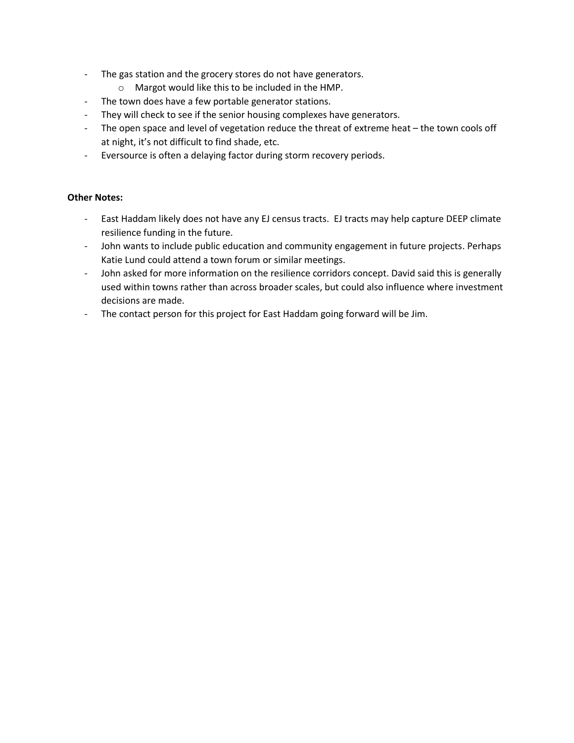- The gas station and the grocery stores do not have generators.
    - Margot would like this to be included in the HMP.
- The town does have a few portable generator stations.
- They will check to see if the senior housing complexes have generators.
- The open space and level of vegetation reduce the threat of extreme heat – the town cools off at night, it's not difficult to find shade, etc.
- Eversource is often a delaying factor during storm recovery periods.

**Other Notes:**

- East Haddam likely does not have any EJ census tracts. EJ tracts may help capture DEEP climate resilience funding in the future.
- John wants to include public education and community engagement in future projects. Perhaps Katie Lund could attend a town forum or similar meetings.
- John asked for more information on the resilience corridors concept. David said this is generally used within towns rather than across broader scales, but could also influence where investment decisions are made.
- The contact person for this project for East Haddam going forward will be Jim.